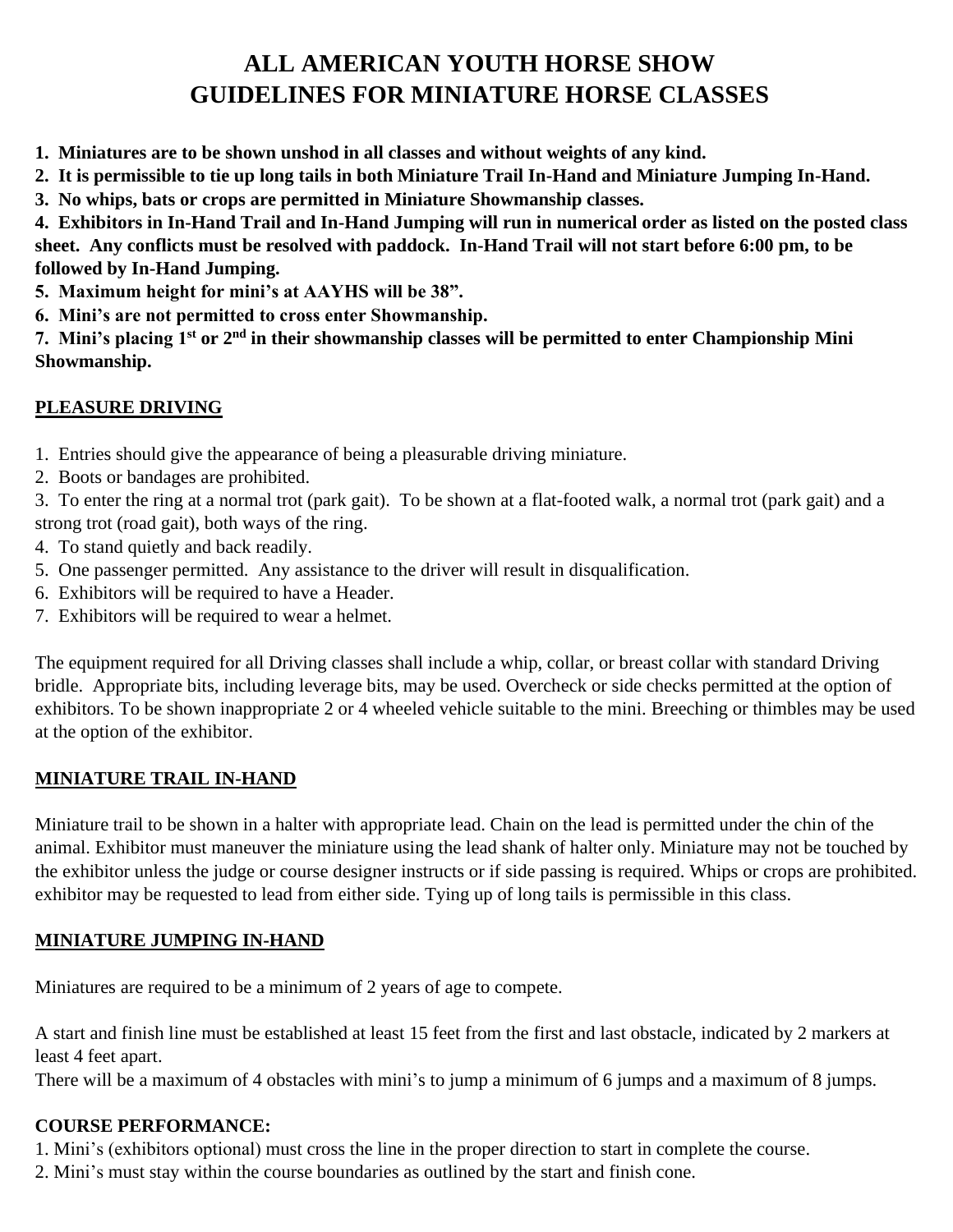# ALL AMERICAN YOUTH HORSE SHOW
# GUIDELINES FOR MINIATURE HORSE CLASSES

**1. Miniatures are to be shown unshod in all classes and without weights of any kind.**
**2. It is permissible to tie up long tails in both Miniature Trail In-Hand and Miniature Jumping In-Hand.**
**3. No whips, bats or crops are permitted in Miniature Showmanship classes.**
**4. Exhibitors in In-Hand Trail and In-Hand Jumping will run in numerical order as listed on the posted class sheet. Any conflicts must be resolved with paddock. In-Hand Trail will not start before 6:00 pm, to be followed by In-Hand Jumping.**
**5. Maximum height for mini's at AAYHS will be 38".**
**6. Mini's are not permitted to cross enter Showmanship.**
**7. Mini's placing 1st or 2nd in their showmanship classes will be permitted to enter Championship Mini Showmanship.**

## PLEASURE DRIVING

1. Entries should give the appearance of being a pleasurable driving miniature.
2. Boots or bandages are prohibited.
3. To enter the ring at a normal trot (park gait). To be shown at a flat-footed walk, a normal trot (park gait) and a strong trot (road gait), both ways of the ring.
4. To stand quietly and back readily.
5. One passenger permitted. Any assistance to the driver will result in disqualification.
6. Exhibitors will be required to have a Header.
7. Exhibitors will be required to wear a helmet.

The equipment required for all Driving classes shall include a whip, collar, or breast collar with standard Driving bridle. Appropriate bits, including leverage bits, may be used. Overcheck or side checks permitted at the option of exhibitors. To be shown inappropriate 2 or 4 wheeled vehicle suitable to the mini. Breeching or thimbles may be used at the option of the exhibitor.

## MINIATURE TRAIL IN-HAND

Miniature trail to be shown in a halter with appropriate lead. Chain on the lead is permitted under the chin of the animal. Exhibitor must maneuver the miniature using the lead shank of halter only. Miniature may not be touched by the exhibitor unless the judge or course designer instructs or if side passing is required. Whips or crops are prohibited. exhibitor may be requested to lead from either side. Tying up of long tails is permissible in this class.

## MINIATURE JUMPING IN-HAND

Miniatures are required to be a minimum of 2 years of age to compete.

A start and finish line must be established at least 15 feet from the first and last obstacle, indicated by 2 markers at least 4 feet apart.
There will be a maximum of 4 obstacles with mini's to jump a minimum of 6 jumps and a maximum of 8 jumps.

### COURSE PERFORMANCE:

1. Mini's (exhibitors optional) must cross the line in the proper direction to start in complete the course.
2. Mini's must stay within the course boundaries as outlined by the start and finish cone.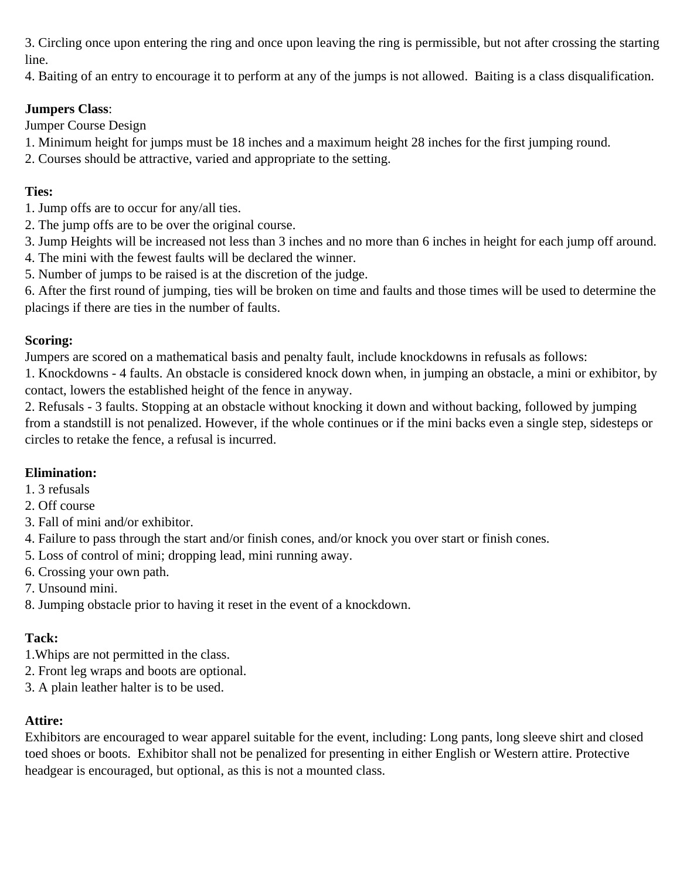3. Circling once upon entering the ring and once upon leaving the ring is permissible, but not after crossing the starting line.
4. Baiting of an entry to encourage it to perform at any of the jumps is not allowed. Baiting is a class disqualification.

**Jumpers Class**:
Jumper Course Design
1. Minimum height for jumps must be 18 inches and a maximum height 28 inches for the first jumping round.
2. Courses should be attractive, varied and appropriate to the setting.

**Ties:**
1. Jump offs are to occur for any/all ties.
2. The jump offs are to be over the original course.
3. Jump Heights will be increased not less than 3 inches and no more than 6 inches in height for each jump off around.
4. The mini with the fewest faults will be declared the winner.
5. Number of jumps to be raised is at the discretion of the judge.
6. After the first round of jumping, ties will be broken on time and faults and those times will be used to determine the placings if there are ties in the number of faults.

**Scoring:**
Jumpers are scored on a mathematical basis and penalty fault, include knockdowns in refusals as follows:
1. Knockdowns - 4 faults. An obstacle is considered knock down when, in jumping an obstacle, a mini or exhibitor, by contact, lowers the established height of the fence in anyway.
2. Refusals - 3 faults. Stopping at an obstacle without knocking it down and without backing, followed by jumping from a standstill is not penalized. However, if the whole continues or if the mini backs even a single step, sidesteps or circles to retake the fence, a refusal is incurred.

**Elimination:**
1. 3 refusals
2. Off course
3. Fall of mini and/or exhibitor.
4. Failure to pass through the start and/or finish cones, and/or knock you over start or finish cones.
5. Loss of control of mini; dropping lead, mini running away.
6. Crossing your own path.
7. Unsound mini.
8. Jumping obstacle prior to having it reset in the event of a knockdown.

**Tack:**
1.Whips are not permitted in the class.
2. Front leg wraps and boots are optional.
3. A plain leather halter is to be used.

**Attire:**
Exhibitors are encouraged to wear apparel suitable for the event, including: Long pants, long sleeve shirt and closed toed shoes or boots. Exhibitor shall not be penalized for presenting in either English or Western attire. Protective headgear is encouraged, but optional, as this is not a mounted class.